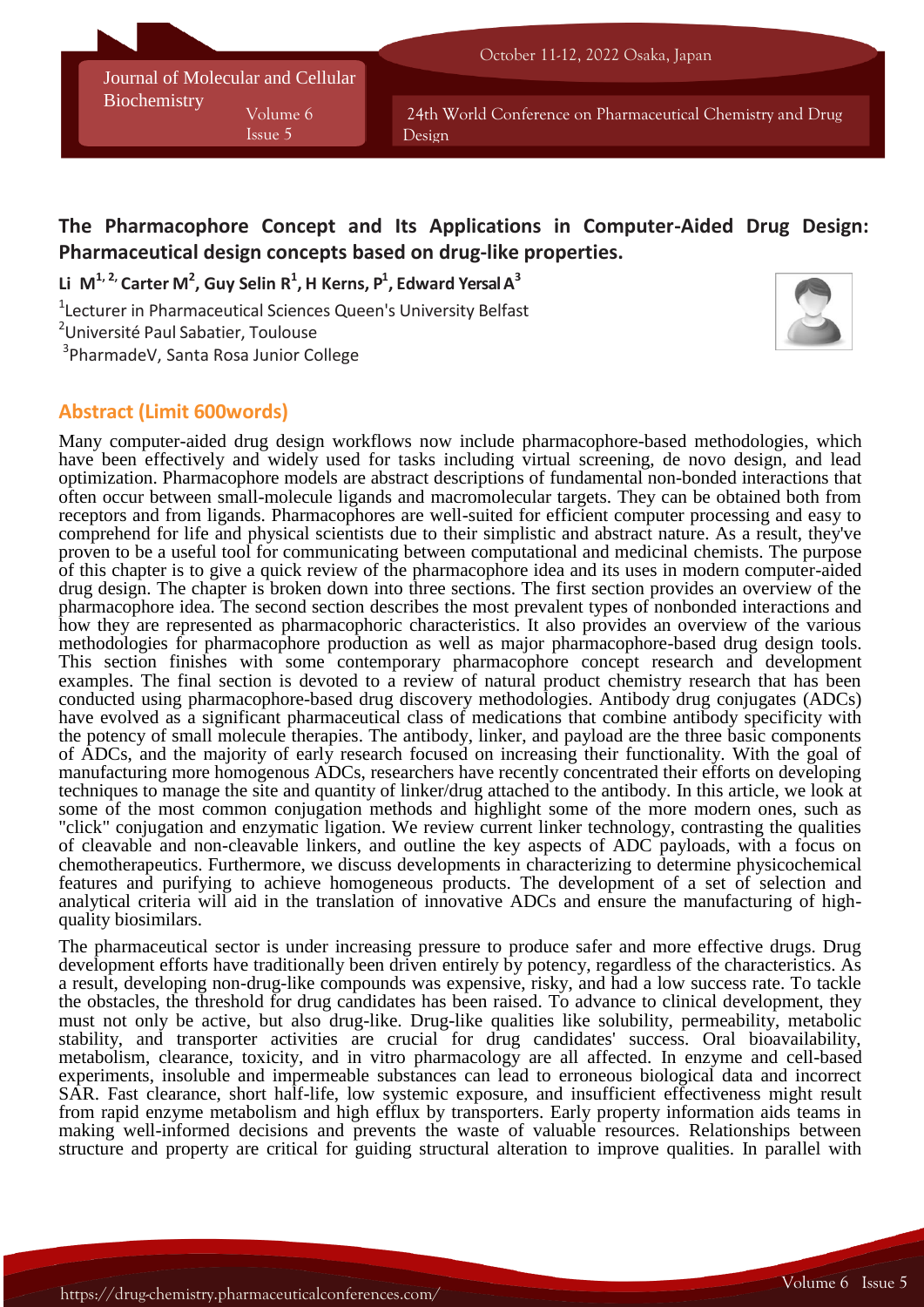# The Pharmacophore Concept and Its Applications in Computer-Aided Drug Design: Pharmaceutical design concepts based on drug-like properties.

**Li M[1, 2,] Carter M[2], Guy Selin R[1], H Kerns, P[1], Edward Yersal A[3]**

[1]Lecturer in Pharmaceutical Sciences Queen's University Belfast

[2]Université Paul Sabatier, Toulouse

[3]PharmadeV, Santa Rosa Junior College

## Abstract (Limit 600words)

Many computer-aided drug design workflows now include pharmacophore-based methodologies, which have been effectively and widely used for tasks including virtual screening, de novo design, and lead optimization. Pharmacophore models are abstract descriptions of fundamental non-bonded interactions that often occur between small-molecule ligands and macromolecular targets. They can be obtained both from receptors and from ligands. Pharmacophores are well-suited for efficient computer processing and easy to comprehend for life and physical scientists due to their simplistic and abstract nature. As a result, they've proven to be a useful tool for communicating between computational and medicinal chemists. The purpose of this chapter is to give a quick review of the pharmacophore idea and its uses in modern computer-aided drug design. The chapter is broken down into three sections. The first section provides an overview of the pharmacophore idea. The second section describes the most prevalent types of nonbonded interactions and how they are represented as pharmacophoric characteristics. It also provides an overview of the various methodologies for pharmacophore production as well as major pharmacophore-based drug design tools. This section finishes with some contemporary pharmacophore concept research and development examples. The final section is devoted to a review of natural product chemistry research that has been conducted using pharmacophore-based drug discovery methodologies. Antibody drug conjugates (ADCs) have evolved as a significant pharmaceutical class of medications that combine antibody specificity with the potency of small molecule therapies. The antibody, linker, and payload are the three basic components of ADCs, and the majority of early research focused on increasing their functionality. With the goal of manufacturing more homogenous ADCs, researchers have recently concentrated their efforts on developing techniques to manage the site and quantity of linker/drug attached to the antibody. In this article, we look at some of the most common conjugation methods and highlight some of the more modern ones, such as "click" conjugation and enzymatic ligation. We review current linker technology, contrasting the qualities of cleavable and non-cleavable linkers, and outline the key aspects of ADC payloads, with a focus on chemotherapeutics. Furthermore, we discuss developments in characterizing to determine physicochemical features and purifying to achieve homogeneous products. The development of a set of selection and analytical criteria will aid in the translation of innovative ADCs and ensure the manufacturing of high-quality biosimilars.

The pharmaceutical sector is under increasing pressure to produce safer and more effective drugs. Drug development efforts have traditionally been driven entirely by potency, regardless of the characteristics. As a result, developing non-drug-like compounds was expensive, risky, and had a low success rate. To tackle the obstacles, the threshold for drug candidates has been raised. To advance to clinical development, they must not only be active, but also drug-like. Drug-like qualities like solubility, permeability, metabolic stability, and transporter activities are crucial for drug candidates' success. Oral bioavailability, metabolism, clearance, toxicity, and in vitro pharmacology are all affected. In enzyme and cell-based experiments, insoluble and impermeable substances can lead to erroneous biological data and incorrect SAR. Fast clearance, short half-life, low systemic exposure, and insufficient effectiveness might result from rapid enzyme metabolism and high efflux by transporters. Early property information aids teams in making well-informed decisions and prevents the waste of valuable resources. Relationships between structure and property are critical for guiding structural alteration to improve qualities. In parallel with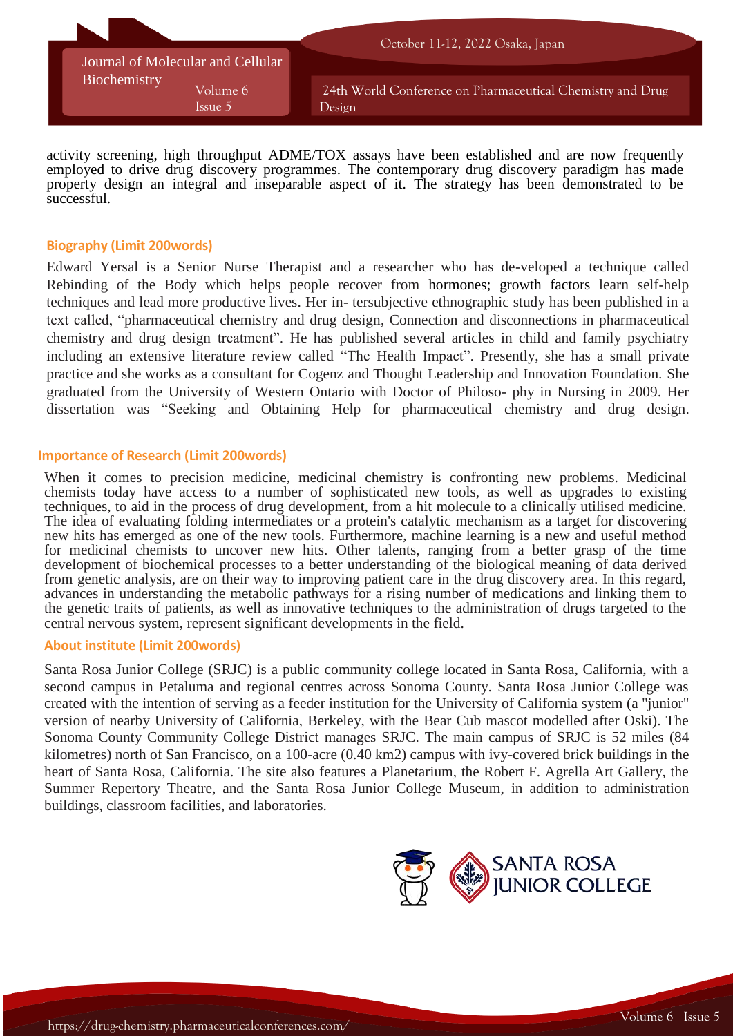activity screening, high throughput ADME/TOX assays have been established and are now frequently employed to drive drug discovery programmes. The contemporary drug discovery paradigm has made property design an integral and inseparable aspect of it. The strategy has been demonstrated to be successful.

## Biography (Limit 200words)

Edward Yersal is a Senior Nurse Therapist and a researcher who has de-veloped a technique called Rebinding of the Body which helps people recover from hormones; growth factors learn self-help techniques and lead more productive lives. Her in- tersubjective ethnographic study has been published in a text called, "pharmaceutical chemistry and drug design, Connection and disconnections in pharmaceutical chemistry and drug design treatment". He has published several articles in child and family psychiatry including an extensive literature review called "The Health Impact". Presently, she has a small private practice and she works as a consultant for Cogenz and Thought Leadership and Innovation Foundation. She graduated from the University of Western Ontario with Doctor of Philoso- phy in Nursing in 2009. Her dissertation was "Seeking and Obtaining Help for pharmaceutical chemistry and drug design.

## Importance of Research (Limit 200words)

When it comes to precision medicine, medicinal chemistry is confronting new problems. Medicinal chemists today have access to a number of sophisticated new tools, as well as upgrades to existing techniques, to aid in the process of drug development, from a hit molecule to a clinically utilised medicine. The idea of evaluating folding intermediates or a protein's catalytic mechanism as a target for discovering new hits has emerged as one of the new tools. Furthermore, machine learning is a new and useful method for medicinal chemists to uncover new hits. Other talents, ranging from a better grasp of the time development of biochemical processes to a better understanding of the biological meaning of data derived from genetic analysis, are on their way to improving patient care in the drug discovery area. In this regard, advances in understanding the metabolic pathways for a rising number of medications and linking them to the genetic traits of patients, as well as innovative techniques to the administration of drugs targeted to the central nervous system, represent significant developments in the field.

## About institute (Limit 200words)

Santa Rosa Junior College (SRJC) is a public community college located in Santa Rosa, California, with a second campus in Petaluma and regional centres across Sonoma County. Santa Rosa Junior College was created with the intention of serving as a feeder institution for the University of California system (a "junior" version of nearby University of California, Berkeley, with the Bear Cub mascot modelled after Oski). The Sonoma County Community College District manages SRJC. The main campus of SRJC is 52 miles (84 kilometres) north of San Francisco, on a 100-acre (0.40 km2) campus with ivy-covered brick buildings in the heart of Santa Rosa, California. The site also features a Planetarium, the Robert F. Agrella Art Gallery, the Summer Repertory Theatre, and the Santa Rosa Junior College Museum, in addition to administration buildings, classroom facilities, and laboratories.

SANTA ROSA JUNIOR COLLEGE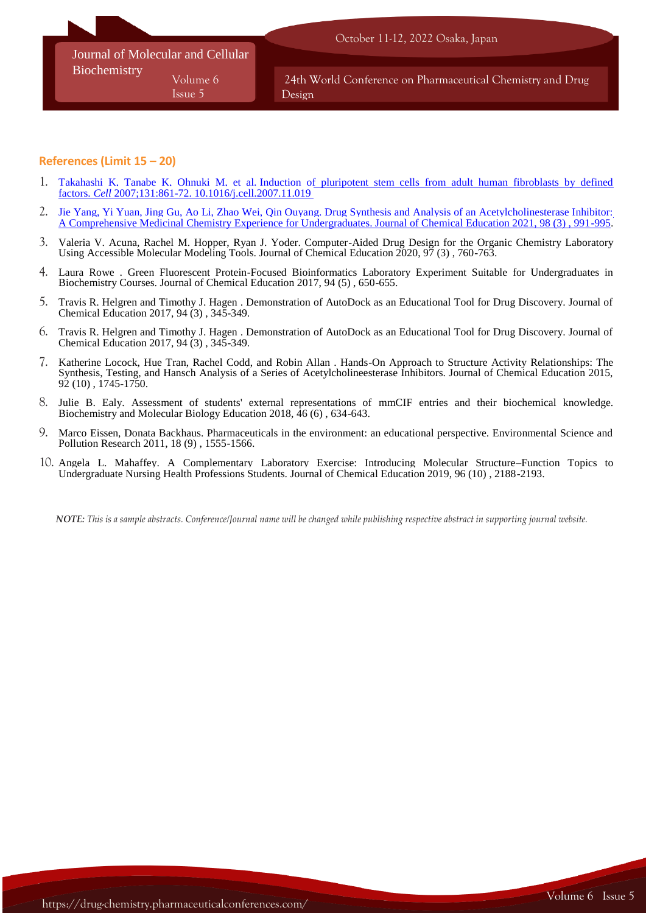## References (Limit 15 – 20)

1. Takahashi K, Tanabe K, Ohnuki M, et al. Induction of pluripotent stem cells from adult human fibroblasts by defined factors. *Cell* 2007;131:861-72. 10.1016/j.cell.2007.11.019
2. Jie Yang, Yi Yuan, Jing Gu, Ao Li, Zhao Wei, Qin Ouyang. Drug Synthesis and Analysis of an Acetylcholinesterase Inhibitor: A Comprehensive Medicinal Chemistry Experience for Undergraduates. Journal of Chemical Education 2021, 98 (3) , 991-995.
3. Valeria V. Acuna, Rachel M. Hopper, Ryan J. Yoder. Computer-Aided Drug Design for the Organic Chemistry Laboratory Using Accessible Molecular Modeling Tools. Journal of Chemical Education 2020, 97 (3) , 760-763.
4. Laura Rowe . Green Fluorescent Protein-Focused Bioinformatics Laboratory Experiment Suitable for Undergraduates in Biochemistry Courses. Journal of Chemical Education 2017, 94 (5) , 650-655.
5. Travis R. Helgren and Timothy J. Hagen . Demonstration of AutoDock as an Educational Tool for Drug Discovery. Journal of Chemical Education 2017, 94 (3) , 345-349.
6. Travis R. Helgren and Timothy J. Hagen . Demonstration of AutoDock as an Educational Tool for Drug Discovery. Journal of Chemical Education 2017, 94 (3) , 345-349.
7. Katherine Locock, Hue Tran, Rachel Codd, and Robin Allan . Hands-On Approach to Structure Activity Relationships: The Synthesis, Testing, and Hansch Analysis of a Series of Acetylcholineesterase Inhibitors. Journal of Chemical Education 2015, 92 (10) , 1745-1750.
8. Julie B. Ealy. Assessment of students' external representations of mmCIF entries and their biochemical knowledge. Biochemistry and Molecular Biology Education 2018, 46 (6) , 634-643.
9. Marco Eissen, Donata Backhaus. Pharmaceuticals in the environment: an educational perspective. Environmental Science and Pollution Research 2011, 18 (9) , 1555-1566.
10. Angela L. Mahaffey. A Complementary Laboratory Exercise: Introducing Molecular Structure–Function Topics to Undergraduate Nursing Health Professions Students. Journal of Chemical Education 2019, 96 (10) , 2188-2193.

***NOTE:*** *This is a sample abstracts. Conference/Journal name will be changed while publishing respective abstract in supporting journal website.*